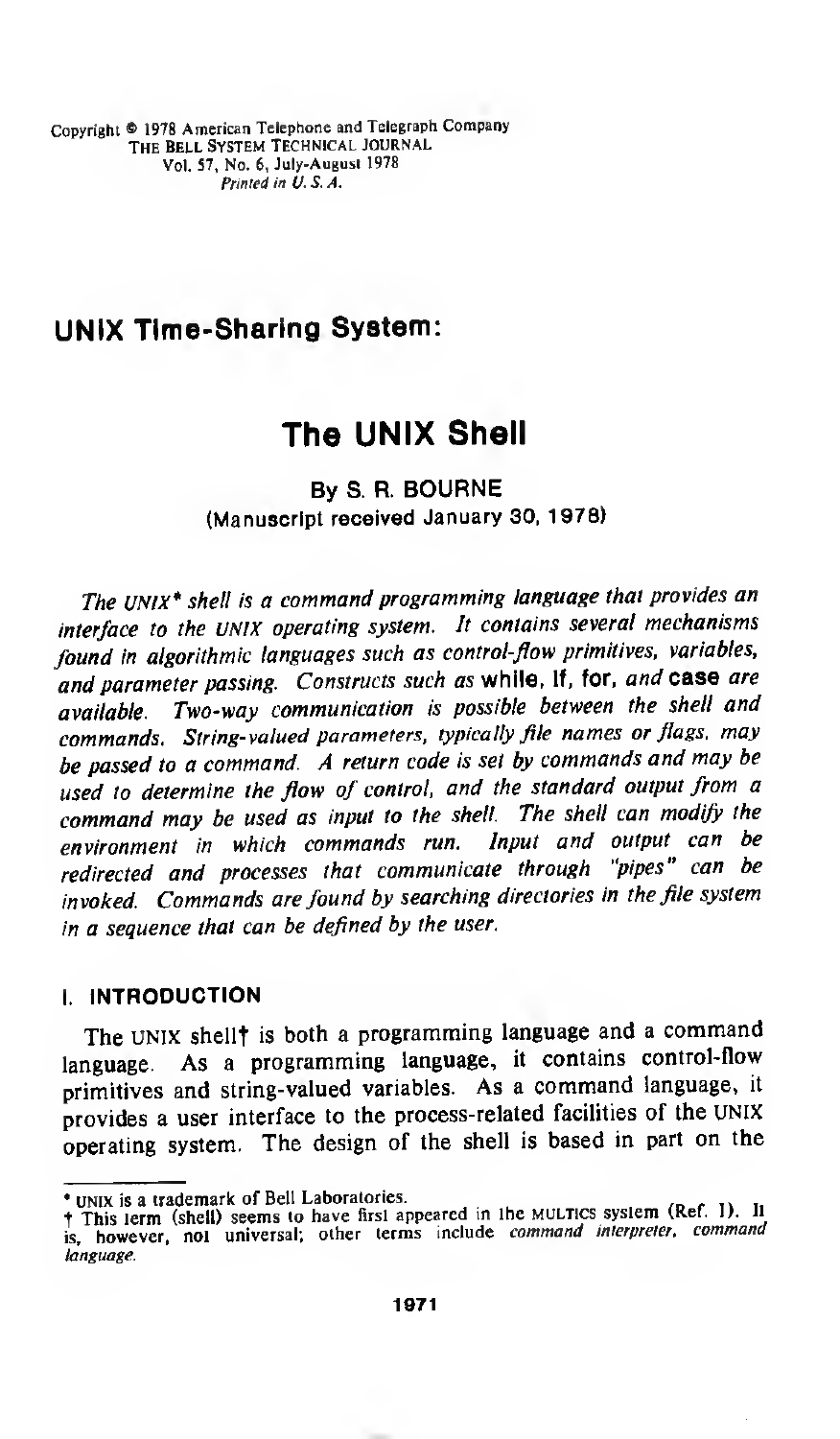Copyright © 1978 American Telephone and Telegraph Company
THE BELL SYSTEM TECHNICAL JOURNAL
Vol. 57, No. 6, July-August 1978
*Printed in U. S. A.*

## UNIX Time-Sharing System:

# The UNIX Shell

**By S. R. BOURNE**
(Manuscript received January 30, 1978)

*The UNIX\* shell is a command programming language that provides an interface to the UNIX operating system. It contains several mechanisms found in algorithmic languages such as control-flow primitives, variables, and parameter passing. Constructs such as* **while**, **if**, **for**, *and* **case** *are available. Two-way communication is possible between the shell and commands. String-valued parameters, typically file names or flags, may be passed to a command. A return code is set by commands and may be used to determine the flow of control, and the standard output from a command may be used as input to the shell. The shell can modify the environment in which commands run. Input and output can be redirected and processes that communicate through "pipes" can be invoked. Commands are found by searching directories in the file system in a sequence that can be defined by the user.*

## I. INTRODUCTION

The UNIX shell† is both a programming language and a command language. As a programming language, it contains control-flow primitives and string-valued variables. As a command language, it provides a user interface to the process-related facilities of the UNIX operating system. The design of the shell is based in part on the

---

\* UNIX is a trademark of Bell Laboratories.
† This term (shell) seems to have first appeared in the MULTICS system (Ref. 1). It is, however, not universal; other terms include *command interpreter, command language*.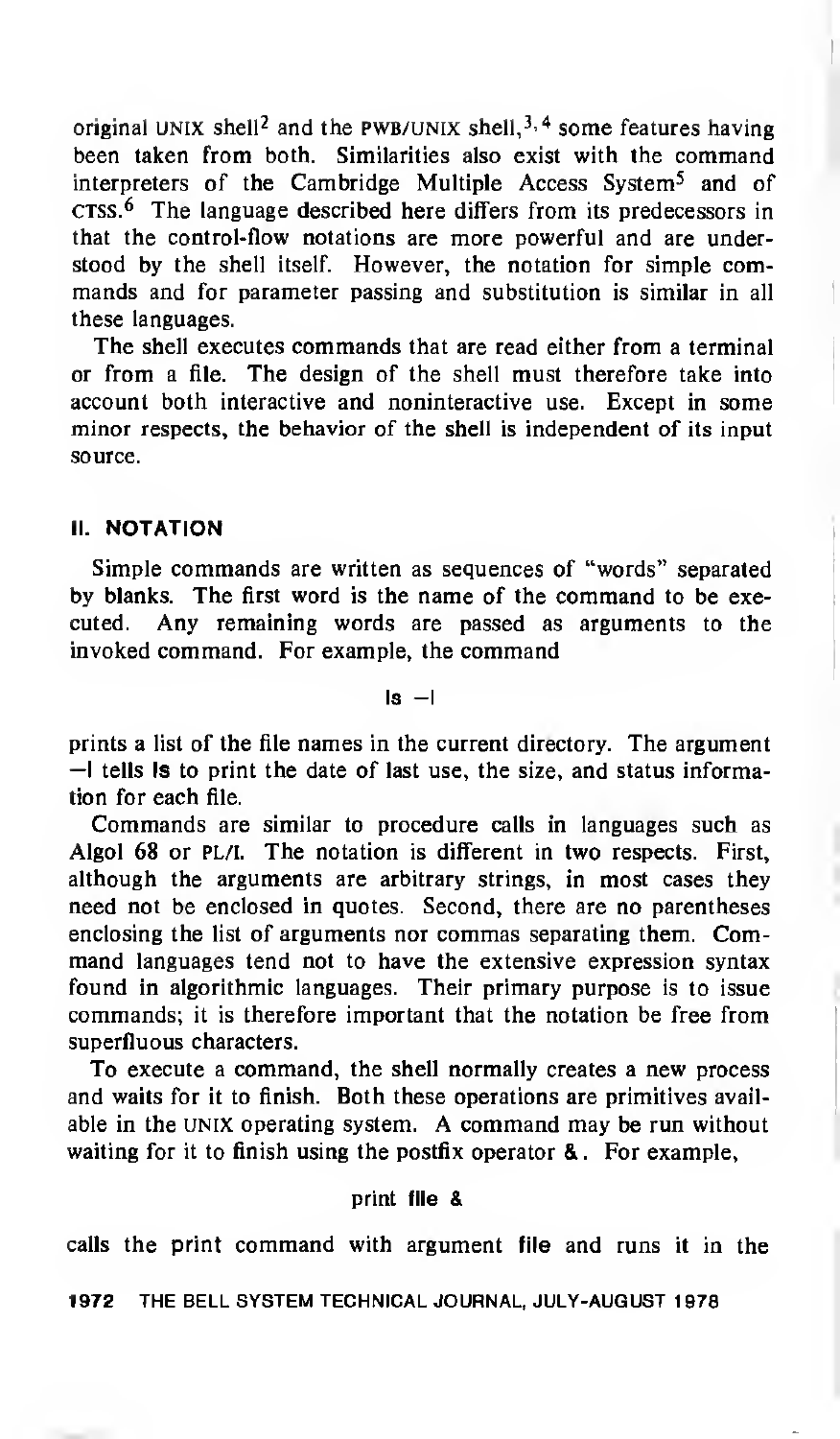original UNIX shell[2] and the PWB/UNIX shell,[3,4] some features having been taken from both. Similarities also exist with the command interpreters of the Cambridge Multiple Access System[5] and of CTSS.[6] The language described here differs from its predecessors in that the control-flow notations are more powerful and are understood by the shell itself. However, the notation for simple commands and for parameter passing and substitution is similar in all these languages.

The shell executes commands that are read either from a terminal or from a file. The design of the shell must therefore take into account both interactive and noninteractive use. Except in some minor respects, the behavior of the shell is independent of its input source.

## II. NOTATION

Simple commands are written as sequences of "words" separated by blanks. The first word is the name of the command to be executed. Any remaining words are passed as arguments to the invoked command. For example, the command

```
ls -l
```

prints a list of the file names in the current directory. The argument **-l** tells **ls** to print the date of last use, the size, and status information for each file.

Commands are similar to procedure calls in languages such as Algol 68 or PL/I. The notation is different in two respects. First, although the arguments are arbitrary strings, in most cases they need not be enclosed in quotes. Second, there are no parentheses enclosing the list of arguments nor commas separating them. Command languages tend not to have the extensive expression syntax found in algorithmic languages. Their primary purpose is to issue commands; it is therefore important that the notation be free from superfluous characters.

To execute a command, the shell normally creates a new process and waits for it to finish. Both these operations are primitives available in the UNIX operating system. A command may be run without waiting for it to finish using the postfix operator **&**. For example,

```
print file &
```

calls the print command with argument **file** and runs it in the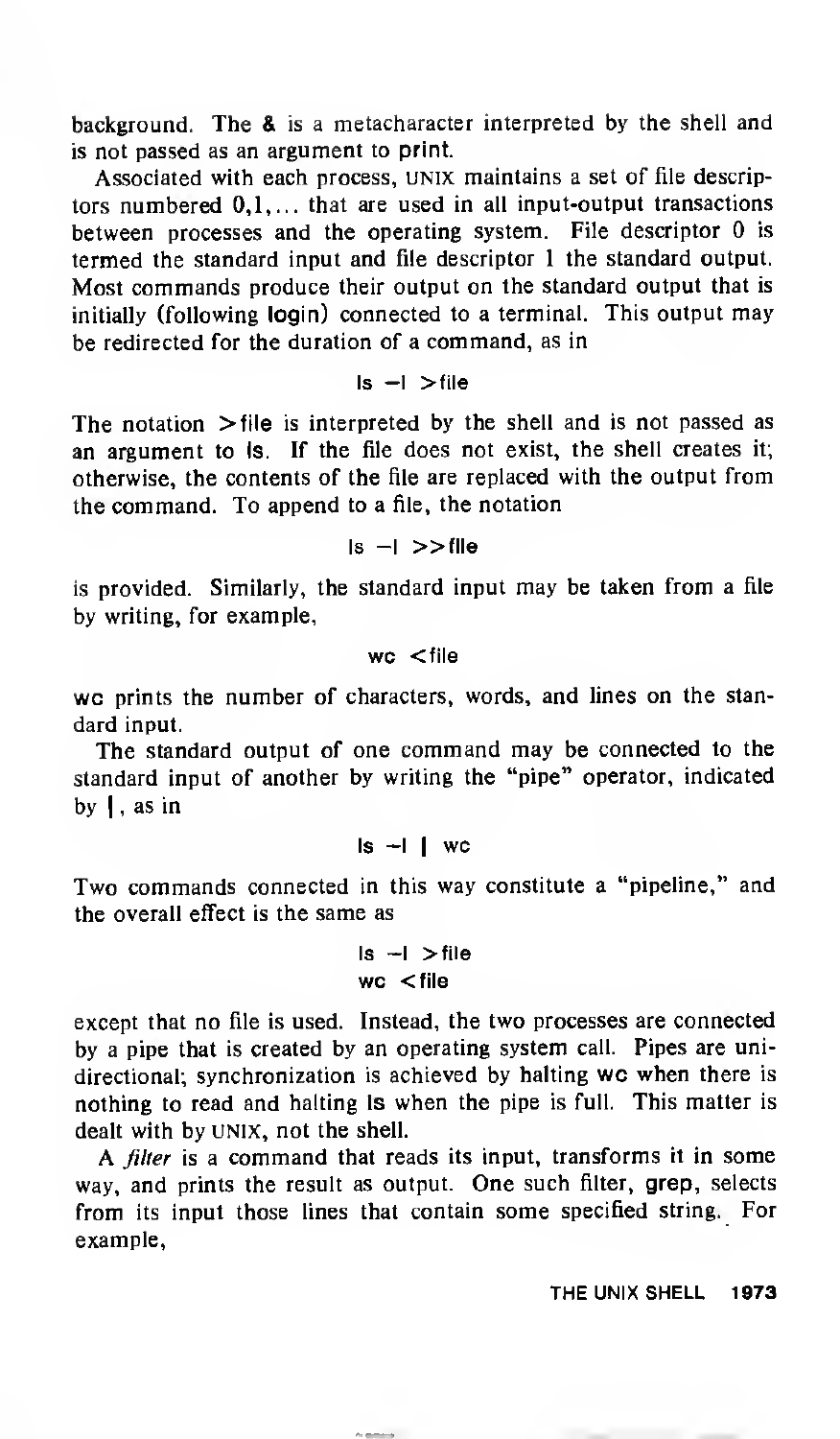background. The **&** is a metacharacter interpreted by the shell and is not passed as an argument to **print**.

Associated with each process, UNIX maintains a set of file descriptors numbered 0,1,... that are used in all input-output transactions between processes and the operating system. File descriptor 0 is termed the standard input and file descriptor 1 the standard output. Most commands produce their output on the standard output that is initially (following **login**) connected to a terminal. This output may be redirected for the duration of a command, as in

```
ls –l >file
```

The notation **>file** is interpreted by the shell and is not passed as an argument to **ls**. If the file does not exist, the shell creates it; otherwise, the contents of the file are replaced with the output from the command. To append to a file, the notation

```
ls –l >>file
```

is provided. Similarly, the standard input may be taken from a file by writing, for example,

```
wc <file
```

**wc** prints the number of characters, words, and lines on the standard input.

The standard output of one command may be connected to the standard input of another by writing the "pipe" operator, indicated by **|**, as in

```
ls –l | wc
```

Two commands connected in this way constitute a "pipeline," and the overall effect is the same as

```
ls –l >file
wc <file
```

except that no file is used. Instead, the two processes are connected by a pipe that is created by an operating system call. Pipes are unidirectional; synchronization is achieved by halting **wc** when there is nothing to read and halting **ls** when the pipe is full. This matter is dealt with by UNIX, not the shell.

A *filter* is a command that reads its input, transforms it in some way, and prints the result as output. One such filter, **grep**, selects from its input those lines that contain some specified string. For example,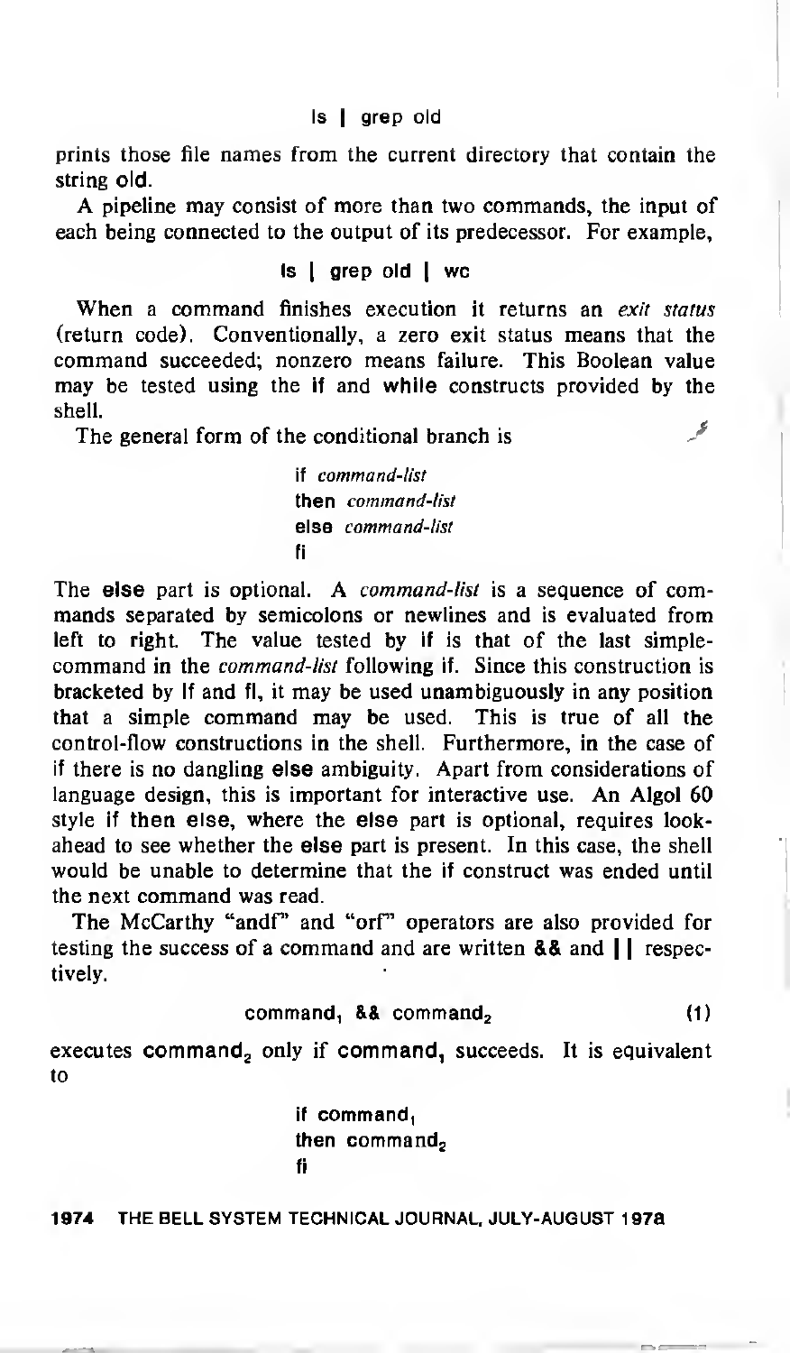```
ls | grep old
```

prints those file names from the current directory that contain the string **old**.

A pipeline may consist of more than two commands, the input of each being connected to the output of its predecessor. For example,

```
ls | grep old | wc
```

When a command finishes execution it returns an *exit status* (return code). Conventionally, a zero exit status means that the command succeeded; nonzero means failure. This Boolean value may be tested using the **if** and **while** constructs provided by the shell.

The general form of the conditional branch is

```
if command-list
then command-list
else command-list
fi
```

The **else** part is optional. A *command-list* is a sequence of commands separated by semicolons or newlines and is evaluated from left to right. The value tested by **if** is that of the last simple-command in the *command-list* following **if**. Since this construction is bracketed by **if** and **fi**, it may be used unambiguously in any position that a simple command may be used. This is true of all the control-flow constructions in the shell. Furthermore, in the case of **if** there is no dangling **else** ambiguity. Apart from considerations of language design, this is important for interactive use. An Algol 60 style **if then else**, where the **else** part is optional, requires look-ahead to see whether the **else** part is present. In this case, the shell would be unable to determine that the **if** construct was ended until the next command was read.

The McCarthy "andf" and "orf" operators are also provided for testing the success of a command and are written **&&** and **||** respectively.

$$\text{command}_1 \ \&\& \ \text{command}_2 \qquad (1)$$

executes $\text{command}_2$ only if $\text{command}_1$ succeeds. It is equivalent to

```
if command₁
then command₂
fi
```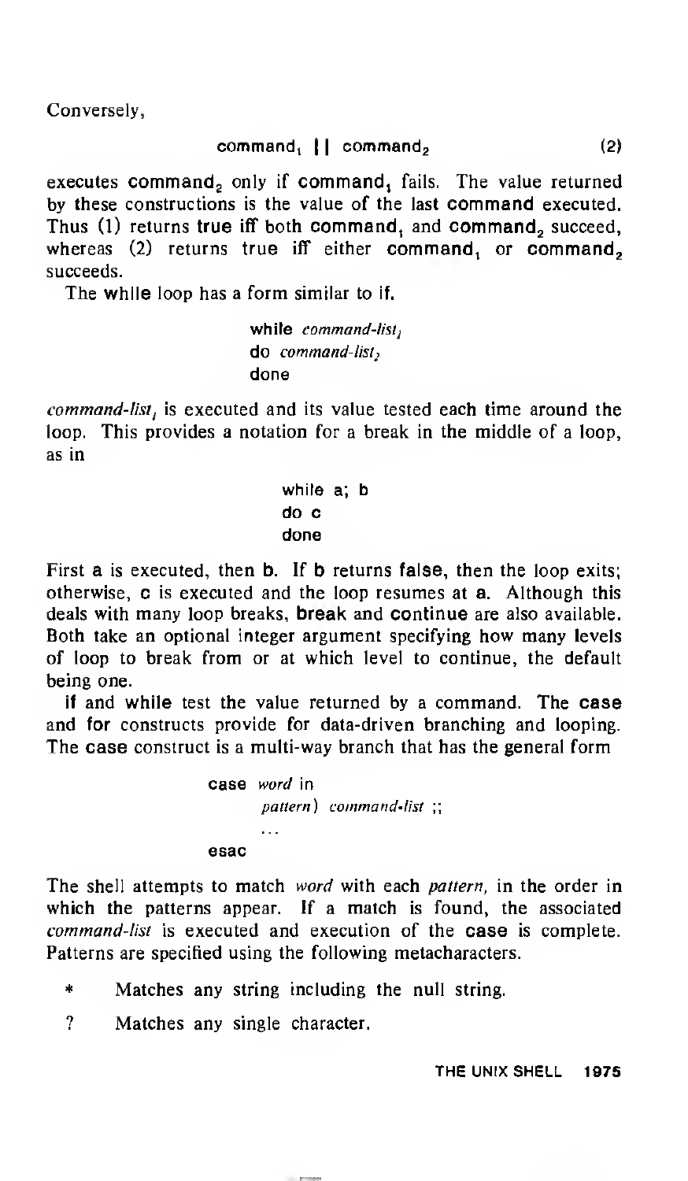Conversely,

```
command₁ || command₂          (2)
```

executes $\text{command}_2$ only if $\text{command}_1$ fails. The value returned by these constructions is the value of the last **command** executed. Thus (1) returns **true** iff both $\text{command}_1$ and $\text{command}_2$ succeed, whereas (2) returns true iff either $\text{command}_1$ or $\text{command}_2$ succeeds.

The **while** loop has a form similar to **if**.

```
while command-list₁
do command-list₂
done
```

*command-list₁* is executed and its value tested each time around the loop. This provides a notation for a break in the middle of a loop, as in

```
while a; b
do c
done
```

First **a** is executed, then **b**. If **b** returns **false**, then the loop exits; otherwise, **c** is executed and the loop resumes at **a**. Although this deals with many loop breaks, **break** and **continue** are also available. Both take an optional integer argument specifying how many levels of loop to break from or at which level to continue, the default being one.

**if** and **while** test the value returned by a command. The **case** and **for** constructs provide for data-driven branching and looping. The **case** construct is a multi-way branch that has the general form

```
case word in
        pattern) command-list ;;
        ...
esac
```

The shell attempts to match *word* with each *pattern*, in the order in which the patterns appear. If a match is found, the associated *command-list* is executed and execution of the **case** is complete. Patterns are specified using the following metacharacters.

- `*` Matches any string including the null string.
- `?` Matches any single character.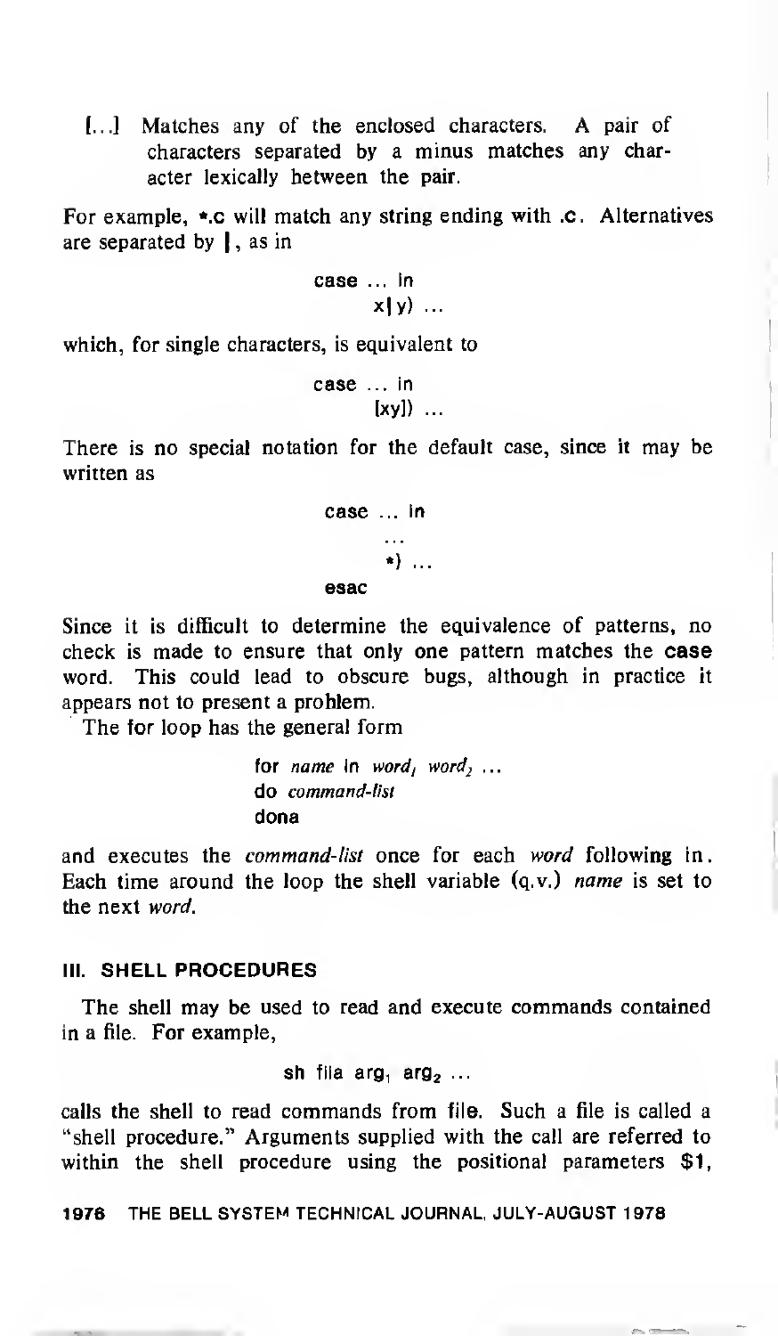[...] Matches any of the enclosed characters. A pair of characters separated by a minus matches any character lexically between the pair.

For example, *.c will match any string ending with .c. Alternatives are separated by |, as in

```
case ... in
      x|y) ...
```

which, for single characters, is equivalent to

```
case ... in
      [xy]) ...
```

There is no special notation for the default case, since it may be written as

```
case ... in
      ...
      *) ...
esac
```

Since it is difficult to determine the equivalence of patterns, no check is made to ensure that only one pattern matches the **case** word. This could lead to obscure bugs, although in practice it appears not to present a problem.

The **for** loop has the general form

```
for name in word1 word2 ...
do command-list
done
```

and executes the *command-list* once for each *word* following **in**. Each time around the loop the shell variable (q.v.) *name* is set to the next *word*.

## III. SHELL PROCEDURES

The shell may be used to read and execute commands contained in a file. For example,

**sh file** $\textbf{arg}_1$ $\textbf{arg}_2$ ...

calls the shell to read commands from **file**. Such a file is called a "shell procedure." Arguments supplied with the call are referred to within the shell procedure using the positional parameters **$1**,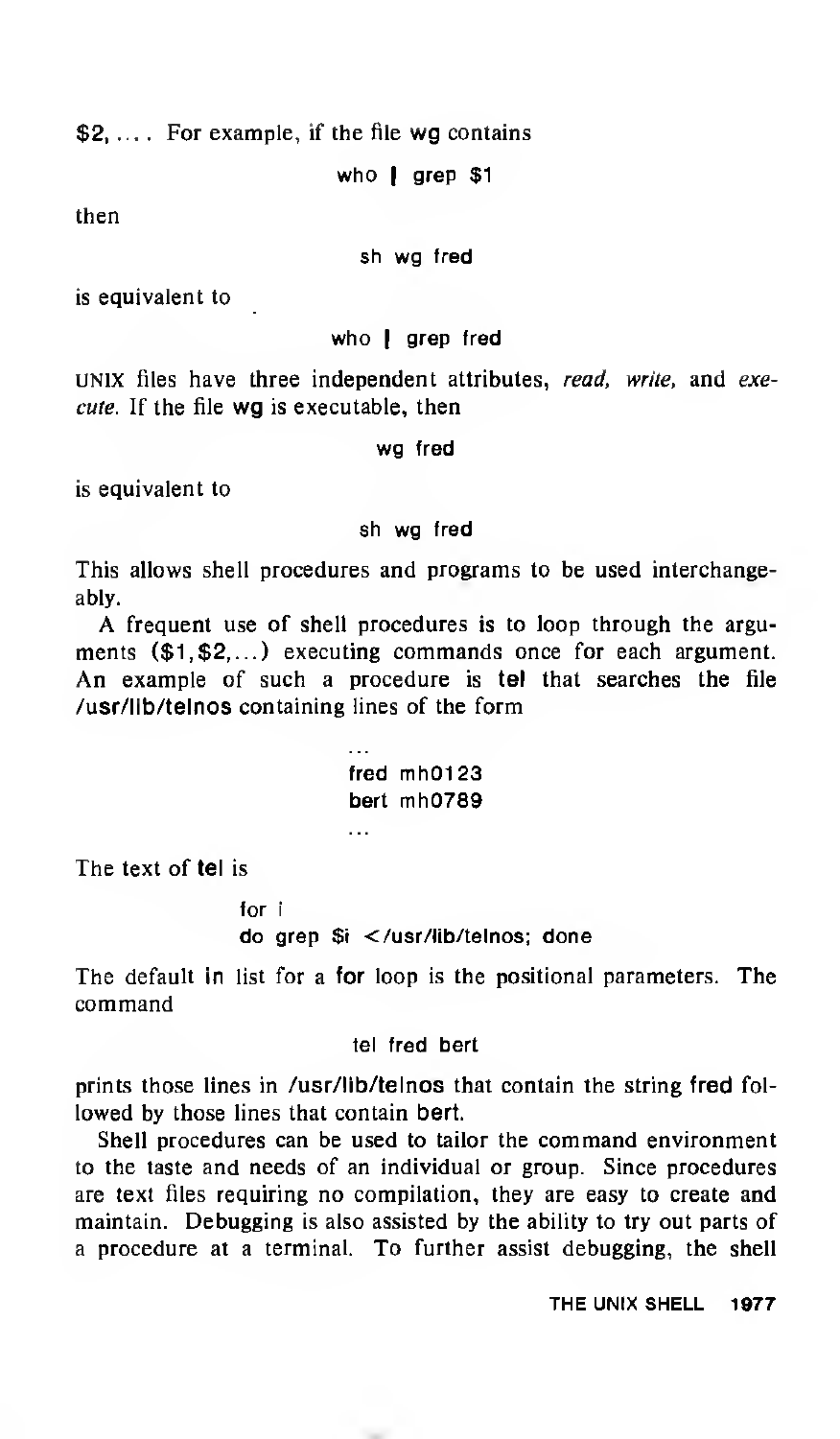$2, .... For example, if the file **wg** contains

```
who | grep $1
```

then

```
sh wg fred
```

is equivalent to

```
who | grep fred
```

UNIX files have three independent attributes, *read, write,* and *execute.* If the file **wg** is executable, then

```
wg fred
```

is equivalent to

```
sh wg fred
```

This allows shell procedures and programs to be used interchangeably.

A frequent use of shell procedures is to loop through the arguments (**$1,$2,...**) executing commands once for each argument. An example of such a procedure is **tel** that searches the file **/usr/lib/telnos** containing lines of the form

```
...
fred mh0123
bert mh0789
...
```

The text of **tel** is

```
for i
do grep $i </usr/lib/telnos; done
```

The default **in** list for a **for** loop is the positional parameters. The command

```
tel fred bert
```

prints those lines in **/usr/lib/telnos** that contain the string **fred** followed by those lines that contain **bert.**

Shell procedures can be used to tailor the command environment to the taste and needs of an individual or group. Since procedures are text files requiring no compilation, they are easy to create and maintain. Debugging is also assisted by the ability to try out parts of a procedure at a terminal. To further assist debugging, the shell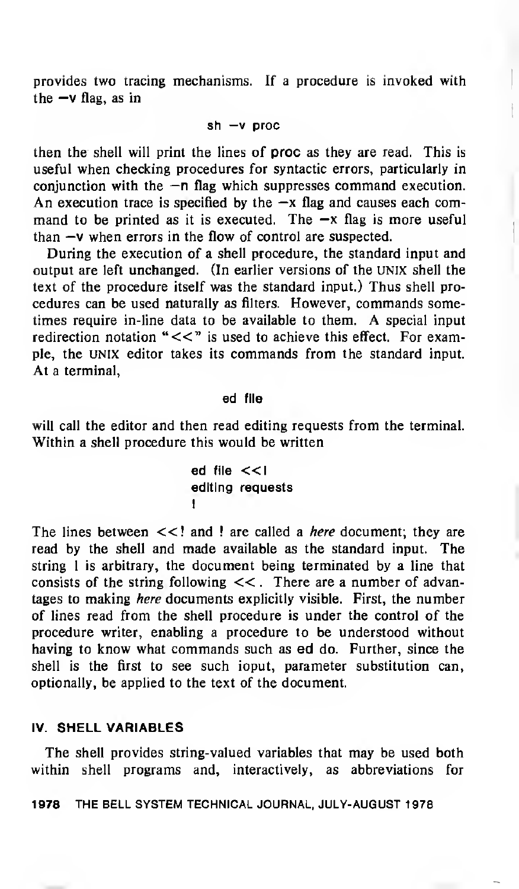provides two tracing mechanisms. If a procedure is invoked with the −v flag, as in

```
sh −v proc
```

then the shell will print the lines of proc as they are read. This is useful when checking procedures for syntactic errors, particularly in conjunction with the −n flag which suppresses command execution. An execution trace is specified by the −x flag and causes each command to be printed as it is executed. The −x flag is more useful than −v when errors in the flow of control are suspected.

During the execution of a shell procedure, the standard input and output are left unchanged. (In earlier versions of the UNIX shell the text of the procedure itself was the standard input.) Thus shell procedures can be used naturally as filters. However, commands sometimes require in-line data to be available to them. A special input redirection notation "<<" is used to achieve this effect. For example, the UNIX editor takes its commands from the standard input. At a terminal,

```
ed file
```

will call the editor and then read editing requests from the terminal. Within a shell procedure this would be written

```
ed file <<!
editing requests
!
```

The lines between <<! and ! are called a *here* document; they are read by the shell and made available as the standard input. The string ! is arbitrary, the document being terminated by a line that consists of the string following <<. There are a number of advantages to making *here* documents explicitly visible. First, the number of lines read from the shell procedure is under the control of the procedure writer, enabling a procedure to be understood without having to know what commands such as ed do. Further, since the shell is the first to see such ioput, parameter substitution can, optionally, be applied to the text of the document.

## IV. SHELL VARIABLES

The shell provides string-valued variables that may be used both within shell programs and, interactively, as abbreviations for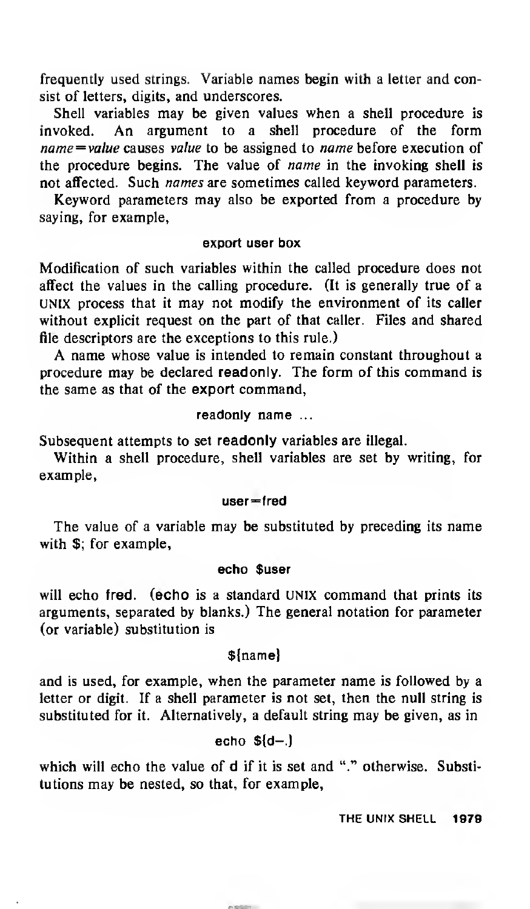frequently used strings. Variable names begin with a letter and consist of letters, digits, and underscores.

Shell variables may be given values when a shell procedure is invoked. An argument to a shell procedure of the form *name*=*value* causes *value* to be assigned to *name* before execution of the procedure begins. The value of *name* in the invoking shell is not affected. Such *names* are sometimes called keyword parameters.

Keyword parameters may also be exported from a procedure by saying, for example,

```
export user box
```

Modification of such variables within the called procedure does not affect the values in the calling procedure. (It is generally true of a UNIX process that it may not modify the environment of its caller without explicit request on the part of that caller. Files and shared file descriptors are the exceptions to this rule.)

A name whose value is intended to remain constant throughout a procedure may be declared **readonly**. The form of this command is the same as that of the **export** command,

```
readonly name ...
```

Subsequent attempts to set **readonly** variables are illegal.

Within a shell procedure, shell variables are set by writing, for example,

```
user=fred
```

The value of a variable may be substituted by preceding its name with **$**; for example,

```
echo $user
```

will echo **fred**. (**echo** is a standard UNIX command that prints its arguments, separated by blanks.) The general notation for parameter (or variable) substitution is

```
${name}
```

and is used, for example, when the parameter name is followed by a letter or digit. If a shell parameter is not set, then the null string is substituted for it. Alternatively, a default string may be given, as in

```
echo ${d-.}
```

which will echo the value of **d** if it is set and "." otherwise. Substitutions may be nested, so that, for example,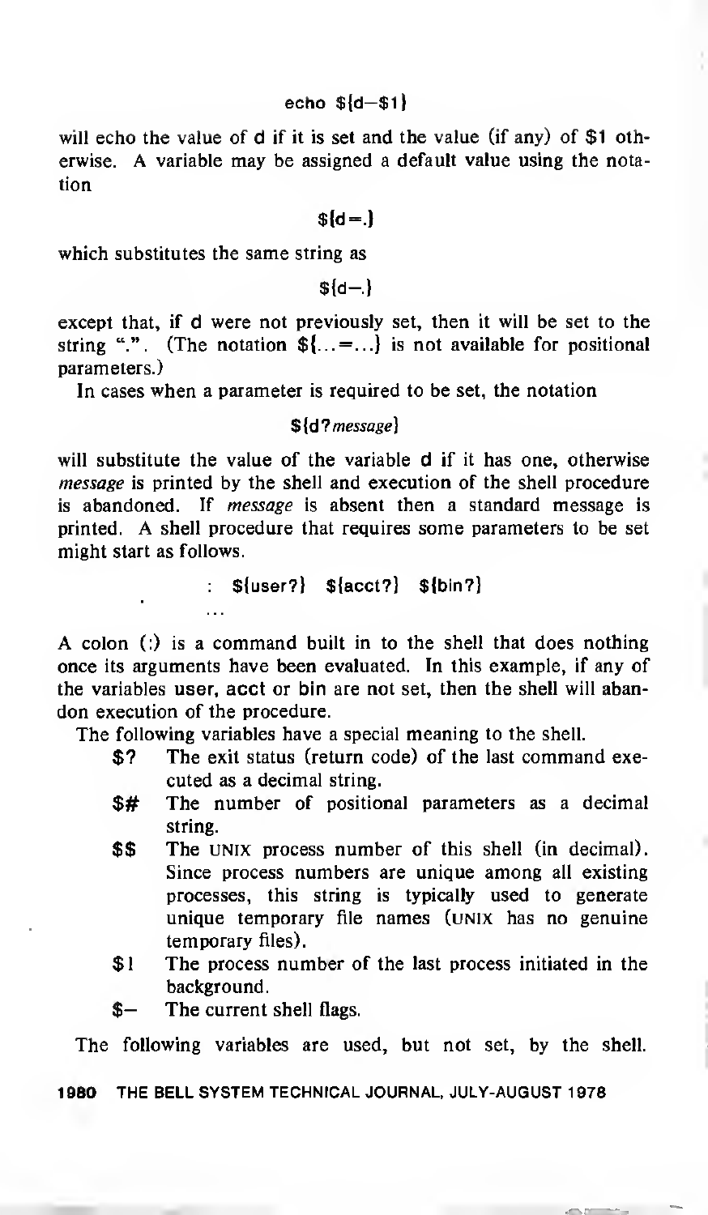```
echo ${d-$1}
```

will echo the value of d if it is set and the value (if any) of $1 otherwise. A variable may be assigned a default value using the notation

```
${d=.}
```

which substitutes the same string as

```
${d-.}
```

except that, if d were not previously set, then it will be set to the string ".". (The notation ${...=...} is not available for positional parameters.)

In cases when a parameter is required to be set, the notation

```
${d?message}
```

will substitute the value of the variable d if it has one, otherwise *message* is printed by the shell and execution of the shell procedure is abandoned. If *message* is absent then a standard message is printed. A shell procedure that requires some parameters to be set might start as follows.

```
: ${user?} ${acct?} ${bin?}
...
```

A colon (:) is a command built in to the shell that does nothing once its arguments have been evaluated. In this example, if any of the variables user, acct or bin are not set, then the shell will abandon execution of the procedure.

The following variables have a special meaning to the shell.

- **$?** The exit status (return code) of the last command executed as a decimal string.
- **$#** The number of positional parameters as a decimal string.
- **$$** The UNIX process number of this shell (in decimal). Since process numbers are unique among all existing processes, this string is typically used to generate unique temporary file names (UNIX has no genuine temporary files).
- **$!** The process number of the last process initiated in the background.
- **$-** The current shell flags.

The following variables are used, but not set, by the shell.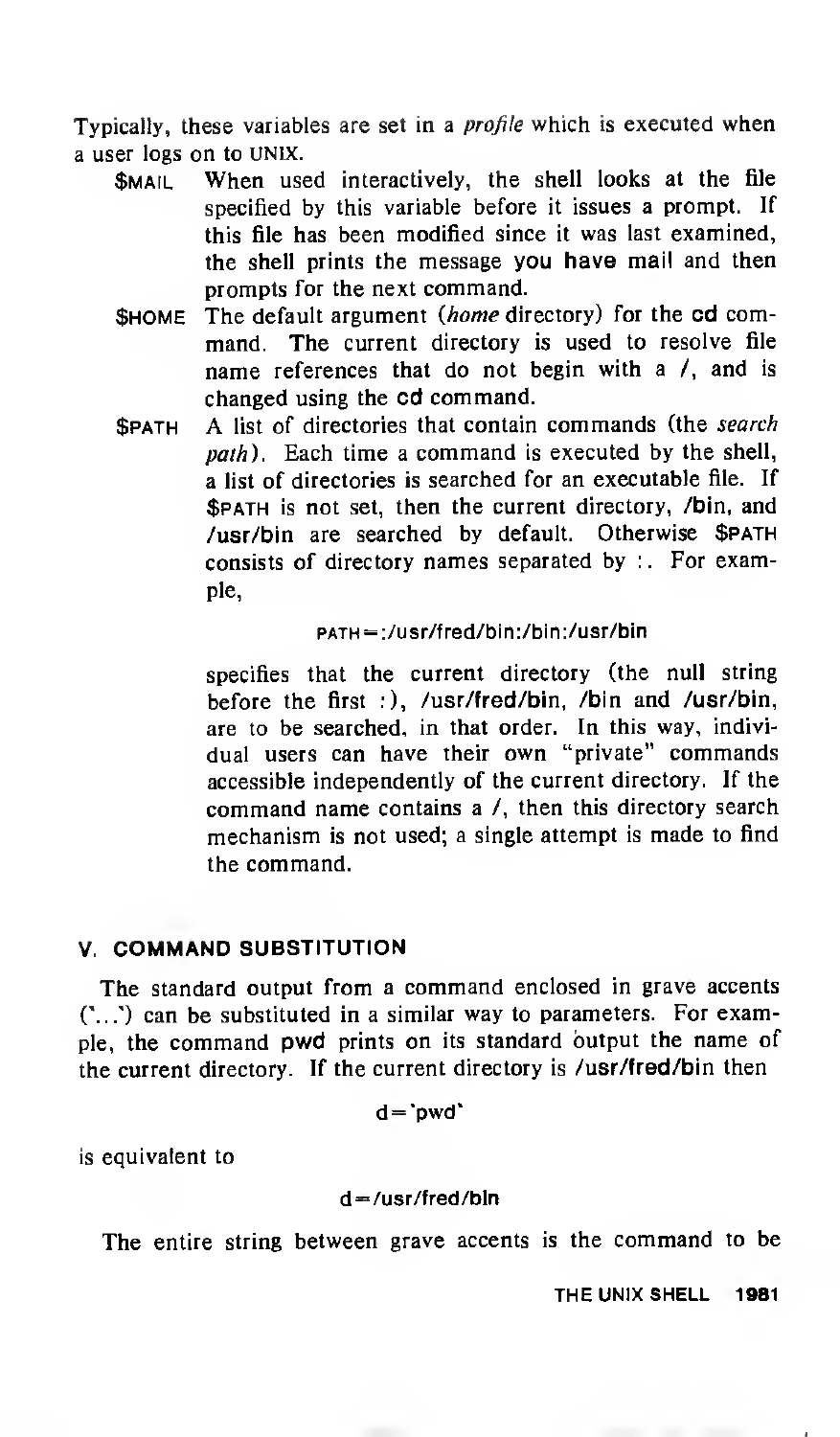Typically, these variables are set in a *profile* which is executed when a user logs on to UNIX.

**$MAIL** When used interactively, the shell looks at the file specified by this variable before it issues a prompt. If this file has been modified since it was last examined, the shell prints the message **you have mail** and then prompts for the next command.

**$HOME** The default argument (*home* directory) for the **cd** command. The current directory is used to resolve file name references that do not begin with a **/**, and is changed using the **cd** command.

**$PATH** A list of directories that contain commands (the *search path*). Each time a command is executed by the shell, a list of directories is searched for an executable file. If **$PATH** is not set, then the current directory, **/bin**, and **/usr/bin** are searched by default. Otherwise **$PATH** consists of directory names separated by **:**. For example,

```
PATH=:/usr/fred/bin:/bin:/usr/bin
```

specifies that the current directory (the null string before the first **:**), **/usr/fred/bin**, **/bin** and **/usr/bin**, are to be searched, in that order. In this way, individual users can have their own "private" commands accessible independently of the current directory. If the command name contains a **/**, then this directory search mechanism is not used; a single attempt is made to find the command.

## V. COMMAND SUBSTITUTION

The standard output from a command enclosed in grave accents (`...`) can be substituted in a similar way to parameters. For example, the command **pwd** prints on its standard output the name of the current directory. If the current directory is **/usr/fred/bin** then

```
d=`pwd`
```

is equivalent to

```
d=/usr/fred/bin
```

The entire string between grave accents is the command to be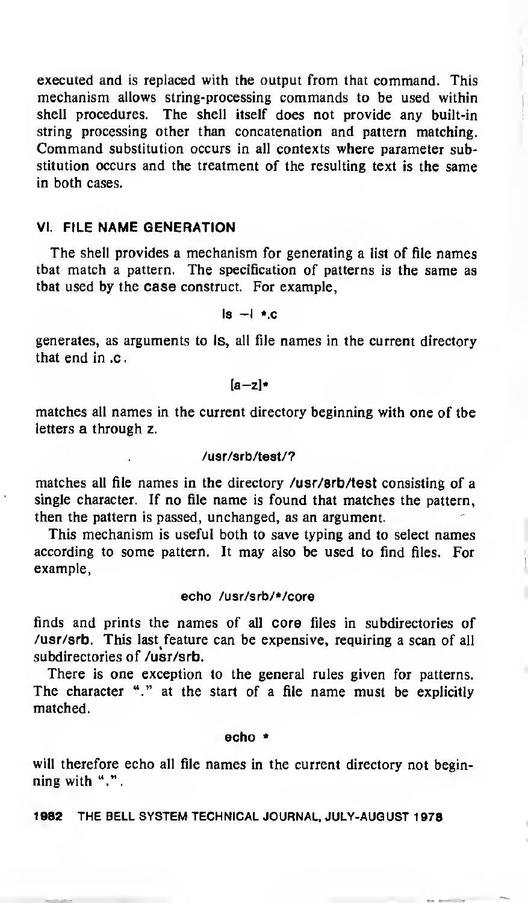executed and is replaced with the output from that command. This mechanism allows string-processing commands to be used within shell procedures. The shell itself does not provide any built-in string processing other than concatenation and pattern matching. Command substitution occurs in all contexts where parameter substitution occurs and the treatment of the resulting text is the same in both cases.

## VI. FILE NAME GENERATION

The shell provides a mechanism for generating a list of file names that match a pattern. The specification of patterns is the same as that used by the **case** construct. For example,

```
ls -l *.c
```

generates, as arguments to **ls**, all file names in the current directory that end in **.c**.

```
[a-z]*
```

matches all names in the current directory beginning with one of the letters a through z.

```
/usr/srb/test/?
```

matches all file names in the directory **/usr/srb/test** consisting of a single character. If no file name is found that matches the pattern, then the pattern is passed, unchanged, as an argument.

This mechanism is useful both to save typing and to select names according to some pattern. It may also be used to find files. For example,

```
echo /usr/srb/*/core
```

finds and prints the names of all **core** files in subdirectories of **/usr/srb**. This last feature can be expensive, requiring a scan of all subdirectories of **/usr/srb**.

There is one exception to the general rules given for patterns. The character "." at the start of a file name must be explicitly matched.

```
echo *
```

will therefore echo all file names in the current directory not beginning with ".".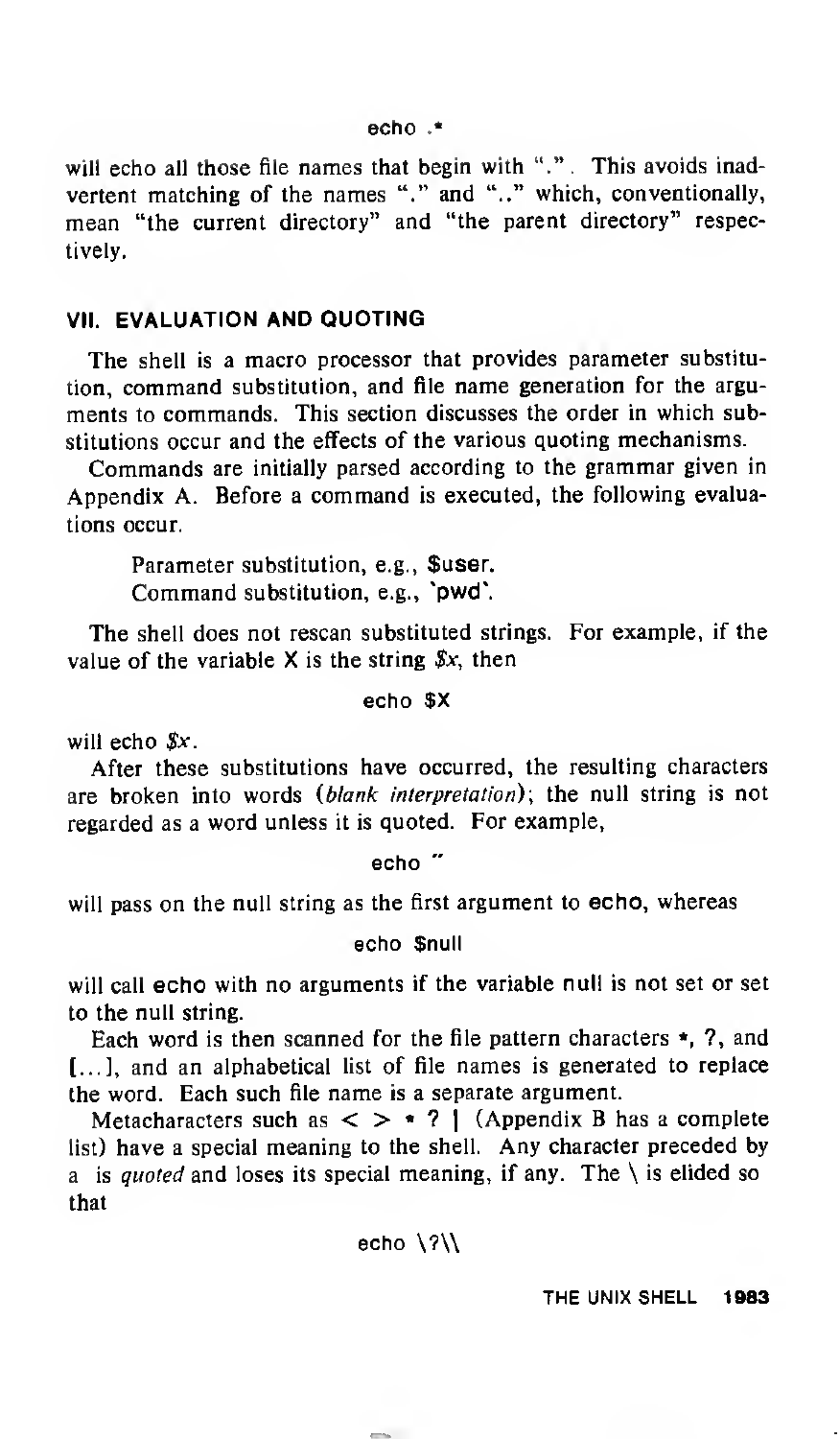```
echo .*
```

will echo all those file names that begin with ".". This avoids inadvertent matching of the names "." and ".." which, conventionally, mean "the current directory" and "the parent directory" respectively.

## VII. EVALUATION AND QUOTING

The shell is a macro processor that provides parameter substitution, command substitution, and file name generation for the arguments to commands. This section discusses the order in which substitutions occur and the effects of the various quoting mechanisms.

Commands are initially parsed according to the grammar given in Appendix A. Before a command is executed, the following evaluations occur.

> Parameter substitution, e.g., **$user**.
> Command substitution, e.g., **`pwd`**.

The shell does not rescan substituted strings. For example, if the value of the variable **X** is the string *$x*, then

```
echo $X
```

will echo *$x*.

After these substitutions have occurred, the resulting characters are broken into words (*blank interpretation*); the null string is not regarded as a word unless it is quoted. For example,

```
echo ''
```

will pass on the null string as the first argument to **echo**, whereas

```
echo $null
```

will call **echo** with no arguments if the variable **null** is not set or set to the null string.

Each word is then scanned for the file pattern characters *, ?, and [...], and an alphabetical list of file names is generated to replace the word. Each such file name is a separate argument.

Metacharacters such as < > * ? | (Appendix B has a complete list) have a special meaning to the shell. Any character preceded by a \ is *quoted* and loses its special meaning, if any. The \ is elided so that

```
echo \?\\
```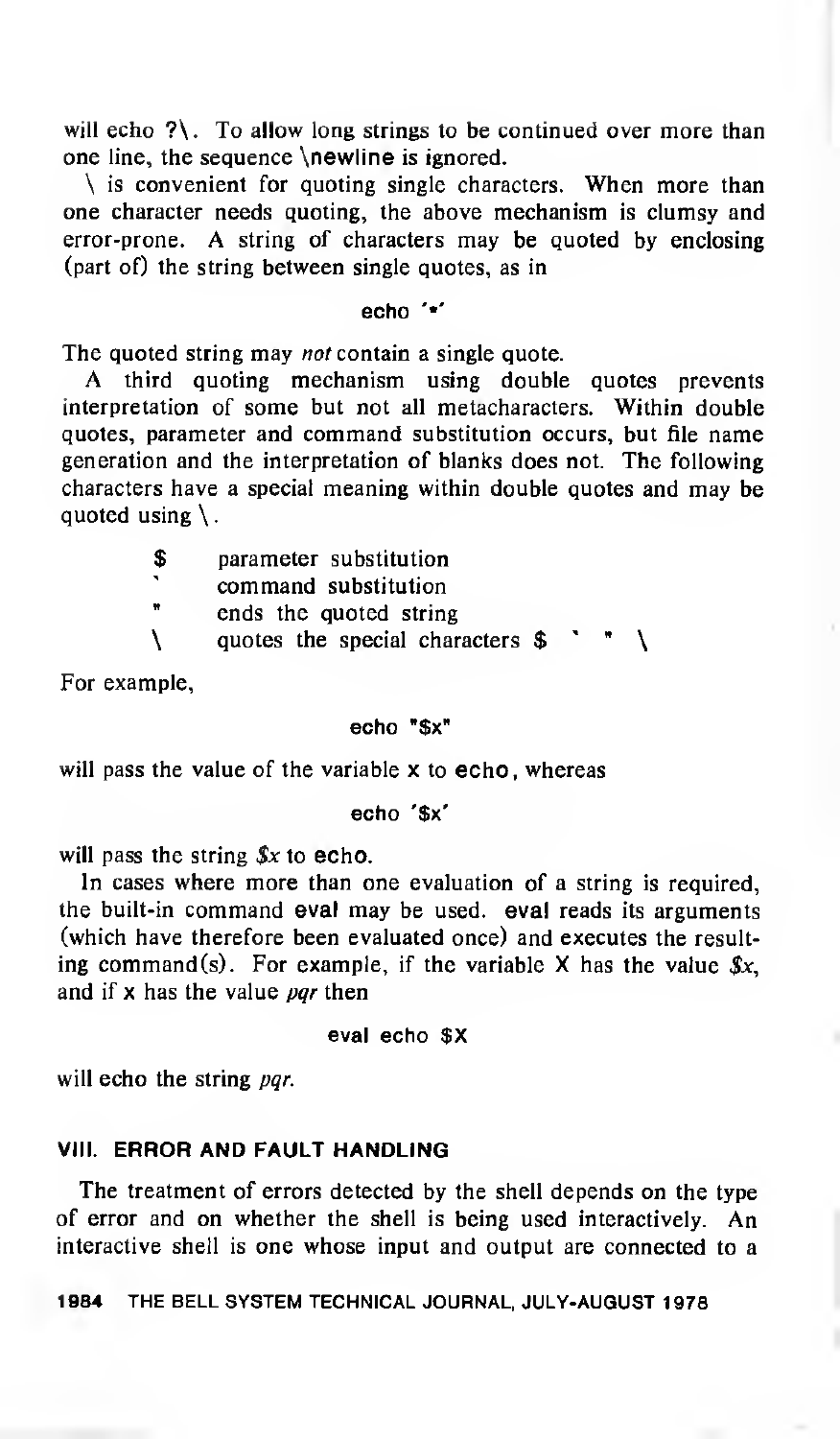will echo ?\. To allow long strings to be continued over more than one line, the sequence \newline is ignored.

\ is convenient for quoting single characters. When more than one character needs quoting, the above mechanism is clumsy and error-prone. A string of characters may be quoted by enclosing (part of) the string between single quotes, as in

```
echo '*'
```

The quoted string may *not* contain a single quote.

A third quoting mechanism using double quotes prevents interpretation of some but not all metacharacters. Within double quotes, parameter and command substitution occurs, but file name generation and the interpretation of blanks does not. The following characters have a special meaning within double quotes and may be quoted using \.

| | |
|---|---|
| $ | parameter substitution |
| ` | command substitution |
| " | ends the quoted string |
| \ | quotes the special characters $ ` " \ |

For example,

```
echo "$x"
```

will pass the value of the variable x to **echo**, whereas

```
echo '$x'
```

will pass the string *$x* to **echo**.

In cases where more than one evaluation of a string is required, the built-in command **eval** may be used. **eval** reads its arguments (which have therefore been evaluated once) and executes the resulting command(s). For example, if the variable X has the value *$x*, and if x has the value *pqr* then

```
eval echo $X
```

will echo the string *pqr*.

## VIII. ERROR AND FAULT HANDLING

The treatment of errors detected by the shell depends on the type of error and on whether the shell is being used interactively. An interactive shell is one whose input and output are connected to a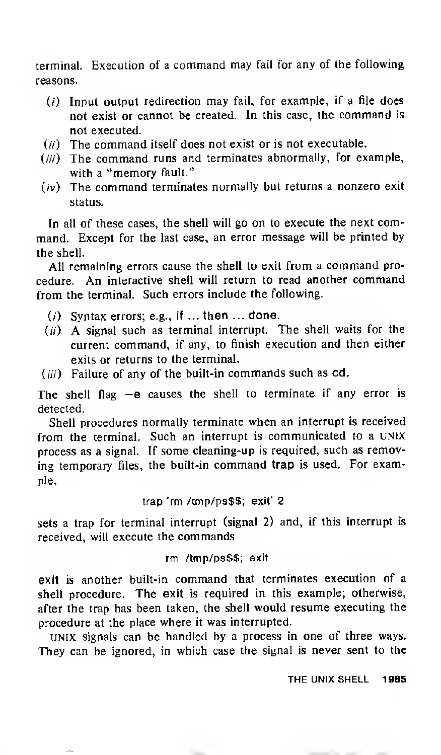terminal. Execution of a command may fail for any of the following reasons.

(*i*) Input output redirection may fail, for example, if a file does not exist or cannot be created. In this case, the command is not executed.

(*ii*) The command itself does not exist or is not executable.

(*iii*) The command runs and terminates abnormally, for example, with a "memory fault."

(*iv*) The command terminates normally but returns a nonzero exit status.

In all of these cases, the shell will go on to execute the next command. Except for the last case, an error message will be printed by the shell.

All remaining errors cause the shell to exit from a command procedure. An interactive shell will return to read another command from the terminal. Such errors include the following.

(*i*) Syntax errors; e.g., **if** ... **then** ... **done**.

(*ii*) A signal such as terminal interrupt. The shell waits for the current command, if any, to finish execution and then either exits or returns to the terminal.

(*iii*) Failure of any of the built-in commands such as **cd**.

The shell flag **−e** causes the shell to terminate if any error is detected.

Shell procedures normally terminate when an interrupt is received from the terminal. Such an interrupt is communicated to a UNIX process as a signal. If some cleaning-up is required, such as removing temporary files, the built-in command **trap** is used. For example,

```
trap 'rm /tmp/ps$$; exit' 2
```

sets a trap for terminal interrupt (signal 2) and, if this interrupt is received, will execute the commands

```
rm /tmp/ps$$; exit
```

**exit** is another built-in command that terminates execution of a shell procedure. The **exit** is required in this example; otherwise, after the trap has been taken, the shell would resume executing the procedure at the place where it was interrupted.

UNIX signals can be handled by a process in one of three ways. They can be ignored, in which case the signal is never sent to the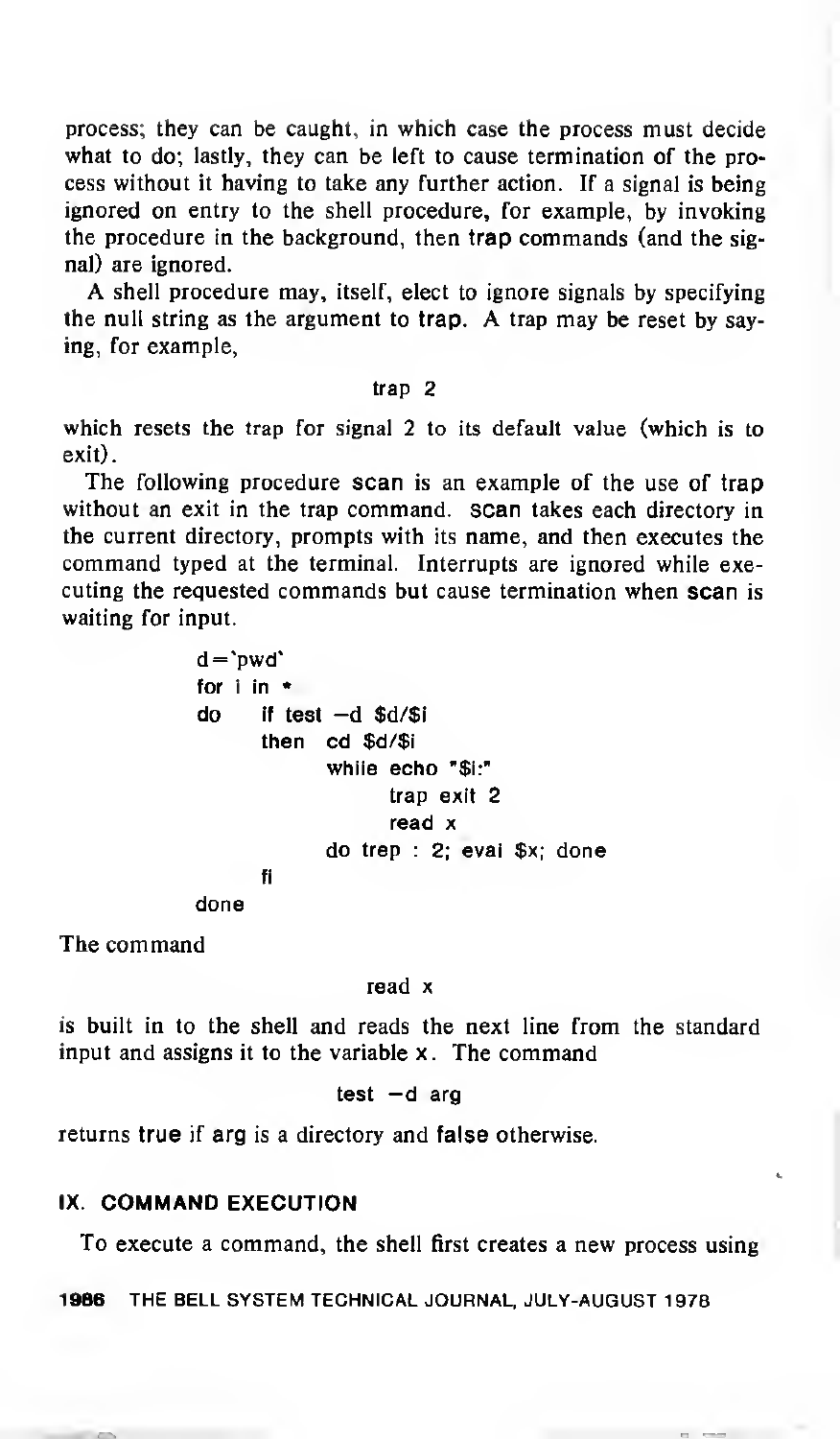process; they can be caught, in which case the process must decide what to do; lastly, they can be left to cause termination of the process without it having to take any further action. If a signal is being ignored on entry to the shell procedure, for example, by invoking the procedure in the background, then **trap** commands (and the signal) are ignored.

A shell procedure may, itself, elect to ignore signals by specifying the null string as the argument to **trap**. A trap may be reset by saying, for example,

```
trap 2
```

which resets the trap for signal 2 to its default value (which is to exit).

The following procedure **scan** is an example of the use of **trap** without an exit in the trap command. **scan** takes each directory in the current directory, prompts with its name, and then executes the command typed at the terminal. Interrupts are ignored while executing the requested commands but cause termination when **scan** is waiting for input.

```
d=`pwd`
for i in *
do    if test -d $d/$i
      then  cd $d/$i
            while echo "$i:"
                  trap exit 2
                  read x
            do trap : 2; eval $x; done
      fi
done
```

The command

```
read x
```

is built in to the shell and reads the next line from the standard input and assigns it to the variable **x**. The command

```
test -d arg
```

returns **true** if **arg** is a directory and **false** otherwise.

## IX. COMMAND EXECUTION

To execute a command, the shell first creates a new process using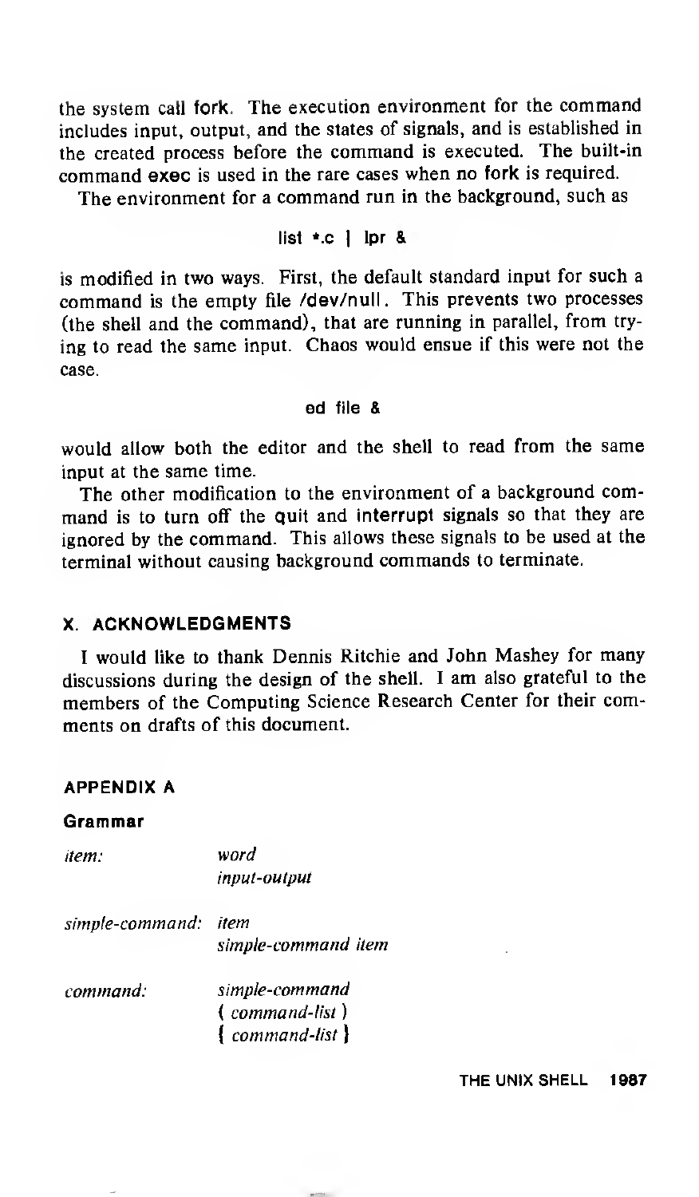the system call **fork**. The execution environment for the command includes input, output, and the states of signals, and is established in the created process before the command is executed. The built-in command **exec** is used in the rare cases when no **fork** is required.

The environment for a command run in the background, such as

```
list *.c | lpr &
```

is modified in two ways. First, the default standard input for such a command is the empty file **/dev/null**. This prevents two processes (the shell and the command), that are running in parallel, from trying to read the same input. Chaos would ensue if this were not the case.

```
ed file &
```

would allow both the editor and the shell to read from the same input at the same time.

The other modification to the environment of a background command is to turn off the **quit** and **interrupt** signals so that they are ignored by the command. This allows these signals to be used at the terminal without causing background commands to terminate.

## X. ACKNOWLEDGMENTS

I would like to thank Dennis Ritchie and John Mashey for many discussions during the design of the shell. I am also grateful to the members of the Computing Science Research Center for their comments on drafts of this document.

## APPENDIX A

### Grammar

*item:* *word*
*input-output*

*simple-command:* *item*
*simple-command item*

*command:* *simple-command*
( *command-list* )
{ *command-list* }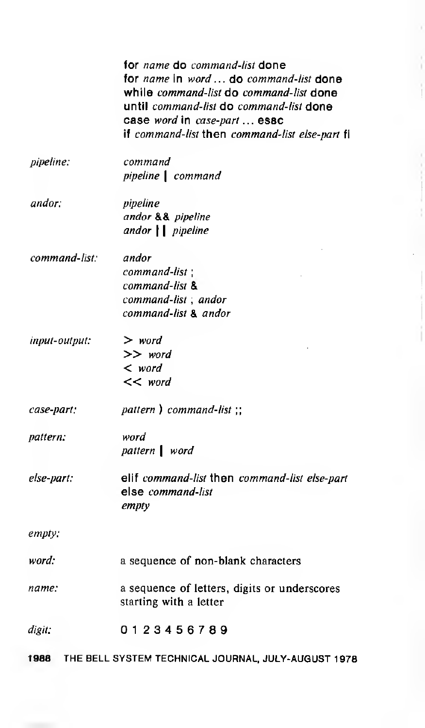| | |
|---|---|
| | **for** *name* **do** *command-list* **done** |
| | **for** *name* **in** *word ...* **do** *command-list* **done** |
| | **while** *command-list* **do** *command-list* **done** |
| | **until** *command-list* **do** *command-list* **done** |
| | **case** *word* **in** *case-part ...* **esac** |
| | **if** *command-list* **then** *command-list else-part* **fi** |
| *pipeline:* | *command* |
| | *pipeline* **\|** *command* |
| *andor:* | *pipeline* |
| | *andor* **&&** *pipeline* |
| | *andor* **\|\|** *pipeline* |
| *command-list:* | *andor* |
| | *command-list* **;** |
| | *command-list* **&** |
| | *command-list* **;** *andor* |
| | *command-list* **&** *andor* |
| *input-output:* | **>** *word* |
| | **>>** *word* |
| | **<** *word* |
| | **<<** *word* |
| *case-part:* | *pattern* **)** *command-list* **;;** |
| *pattern:* | *word* |
| | *pattern* **\|** *word* |
| *else-part:* | **elif** *command-list* **then** *command-list else-part* |
| | **else** *command-list* |
| | *empty* |
| *empty:* | |
| *word:* | a sequence of non-blank characters |
| *name:* | a sequence of letters, digits or underscores starting with a letter |
| *digit:* | 0 1 2 3 4 5 6 7 8 9 |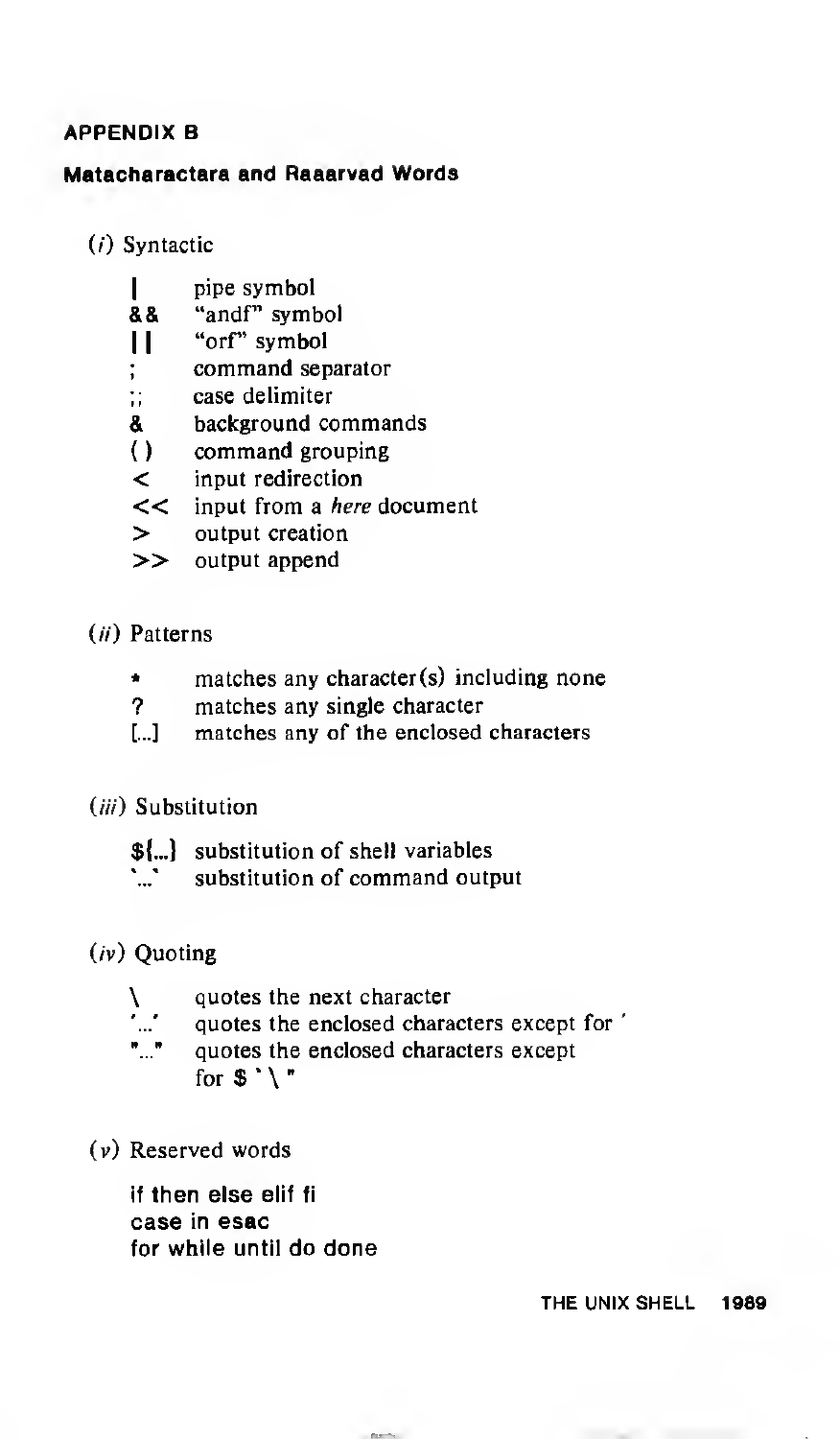## APPENDIX B

### Matacharactara and Raaarvad Words

(*i*) Syntactic

| | |
|---|---|
| **\|** | pipe symbol |
| **&&** | "andf" symbol |
| **\|\|** | "orf" symbol |
| ; | command separator |
| ;; | case delimiter |
| **&** | background commands |
| **( )** | command grouping |
| **<** | input redirection |
| **<<** | input from a *here* document |
| **>** | output creation |
| **>>** | output append |

(*ii*) Patterns

| | |
|---|---|
| * | matches any character(s) including none |
| ? | matches any single character |
| [...] | matches any of the enclosed characters |

(*iii*) Substitution

| | |
|---|---|
| **${...}** | substitution of shell variables |
| \`...\` | substitution of command output |

(*iv*) Quoting

| | |
|---|---|
| \ | quotes the next character |
| '...' | quotes the enclosed characters except for ' |
| "..." | quotes the enclosed characters except for **$** \` \ " |

(*v*) Reserved words

**if then else elif fi**
**case in esac**
**for while until do done**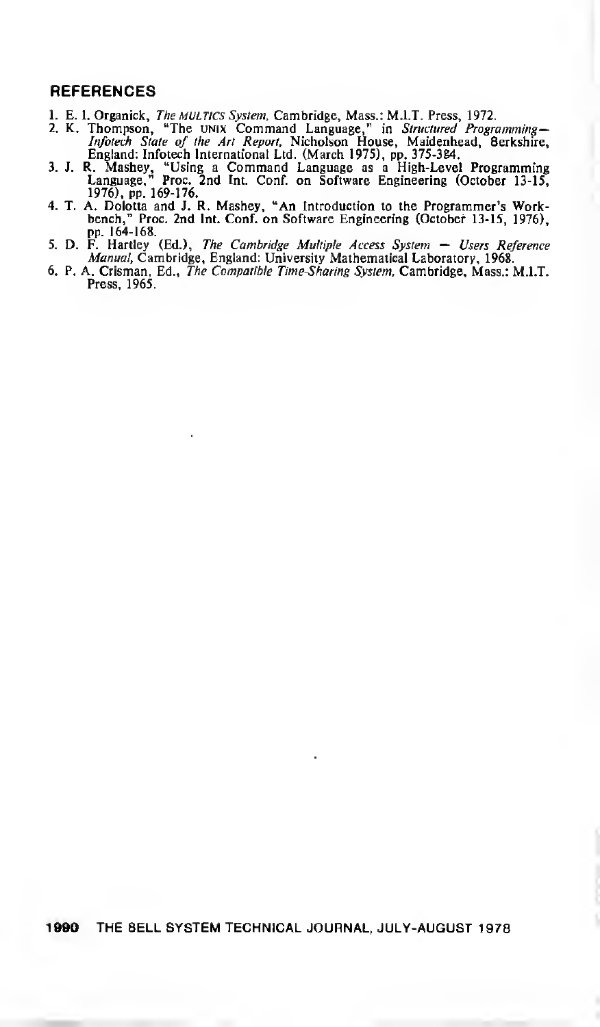## REFERENCES

1. E. I. Organick, *The MULTICS System*, Cambridge, Mass.: M.I.T. Press, 1972.
2. K. Thompson, "The UNIX Command Language," in *Structured Programming—Infotech State of the Art Report*, Nicholson House, Maidenhead, Berkshire, England: Infotech International Ltd. (March 1975), pp. 375-384.
3. J. R. Mashey, "Using a Command Language as a High-Level Programming Language," Proc. 2nd Int. Conf. on Software Engineering (October 13-15, 1976), pp. 169-176.
4. T. A. Dolotta and J. R. Mashey, "An Introduction to the Programmer's Workbench," Proc. 2nd Int. Conf. on Software Engineering (October 13-15, 1976), pp. 164-168.
5. D. F. Hartley (Ed.), *The Cambridge Multiple Access System — Users Reference Manual*, Cambridge, England: University Mathematical Laboratory, 1968.
6. P. A. Crisman, Ed., *The Compatible Time-Sharing System*, Cambridge, Mass.: M.I.T. Press, 1965.